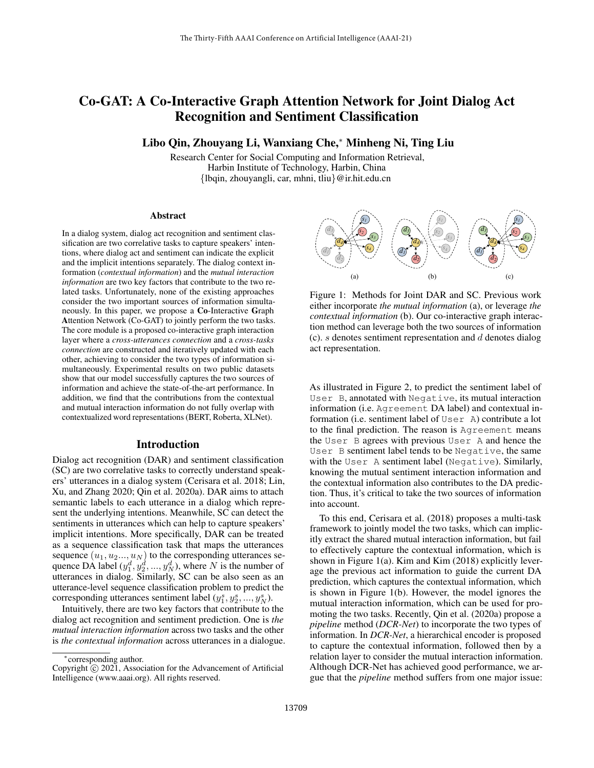# Co-GAT: A Co-Interactive Graph Attention Network for Joint Dialog Act Recognition and Sentiment Classification

**Libo Qin, Zhouyang Li, Wanxiang Che,* Minheng Ni, Ting Liu**

Research Center for Social Computing and Information Retrieval,
Harbin Institute of Technology, Harbin, China
{lbqin, zhouyangli, car, mhni, tliu}@ir.hit.edu.cn

## Abstract

In a dialog system, dialog act recognition and sentiment classification are two correlative tasks to capture speakers' intentions, where dialog act and sentiment can indicate the explicit and the implicit intentions separately. The dialog context information (*contextual information*) and the *mutual interaction information* are two key factors that contribute to the two related tasks. Unfortunately, none of the existing approaches consider the two important sources of information simultaneously. In this paper, we propose a **Co**-Interactive **G**raph **A**ttention Network (Co-GAT) to jointly perform the two tasks. The core module is a proposed co-interactive graph interaction layer where a *cross-utterances connection* and a *cross-tasks connection* are constructed and iteratively updated with each other, achieving to consider the two types of information simultaneously. Experimental results on two public datasets show that our model successfully captures the two sources of information and achieve the state-of-the-art performance. In addition, we find that the contributions from the contextual and mutual interaction information do not fully overlap with contextualized word representations (BERT, Roberta, XLNet).

## Introduction

Dialog act recognition (DAR) and sentiment classification (SC) are two correlative tasks to correctly understand speakers' utterances in a dialog system (Cerisara et al. 2018; Lin, Xu, and Zhang 2020; Qin et al. 2020a). DAR aims to attach semantic labels to each utterance in a dialog which represent the underlying intentions. Meanwhile, SC can detect the sentiments in utterances which can help to capture speakers' implicit intentions. More specifically, DAR can be treated as a sequence classification task that maps the utterances sequence $(u_1, u_2 ..., u_N)$ to the corresponding utterances sequence DA label $(y_1^d, y_2^d, ..., y_N^d)$, where $N$ is the number of utterances in dialog. Similarly, SC can be also seen as an utterance-level sequence classification problem to predict the corresponding utterances sentiment label $(y_1^s, y_2^s, ..., y_N^s)$.

Intuitively, there are two key factors that contribute to the dialog act recognition and sentiment prediction. One is *the mutual interaction information* across two tasks and the other is *the contextual information* across utterances in a dialogue.

Figure 1: Methods for Joint DAR and SC. Previous work either incorporate *the mutual information* (a), or leverage *the contextual information* (b). Our co-interactive graph interaction method can leverage both the two sources of information (c). $s$ denotes sentiment representation and $d$ denotes dialog act representation.

As illustrated in Figure 2, to predict the sentiment label of User B, annotated with Negative, its mutual interaction information (i.e. Agreement DA label) and contextual information (i.e. sentiment label of User A) contribute a lot to the final prediction. The reason is Agreement means the User B agrees with previous User A and hence the User B sentiment label tends to be Negative, the same with the User A sentiment label (Negative). Similarly, knowing the mutual sentiment interaction information and the contextual information also contributes to the DA prediction. Thus, it's critical to take the two sources of information into account.

To this end, Cerisara et al. (2018) proposes a multi-task framework to jointly model the two tasks, which can implicitly extract the shared mutual interaction information, but fail to effectively capture the contextual information, which is shown in Figure 1(a). Kim and Kim (2018) explicitly leverage the previous act information to guide the current DA prediction, which captures the contextual information, which is shown in Figure 1(b). However, the model ignores the mutual interaction information, which can be used for promoting the two tasks. Recently, Qin et al. (2020a) propose a *pipeline* method (*DCR-Net*) to incorporate the two types of information. In *DCR-Net*, a hierarchical encoder is proposed to capture the contextual information, followed then by a relation layer to consider the mutual interaction information. Although DCR-Net has achieved good performance, we argue that the *pipeline* method suffers from one major issue:

*corresponding author.
Copyright © 2021, Association for the Advancement of Artificial Intelligence (www.aaai.org). All rights reserved.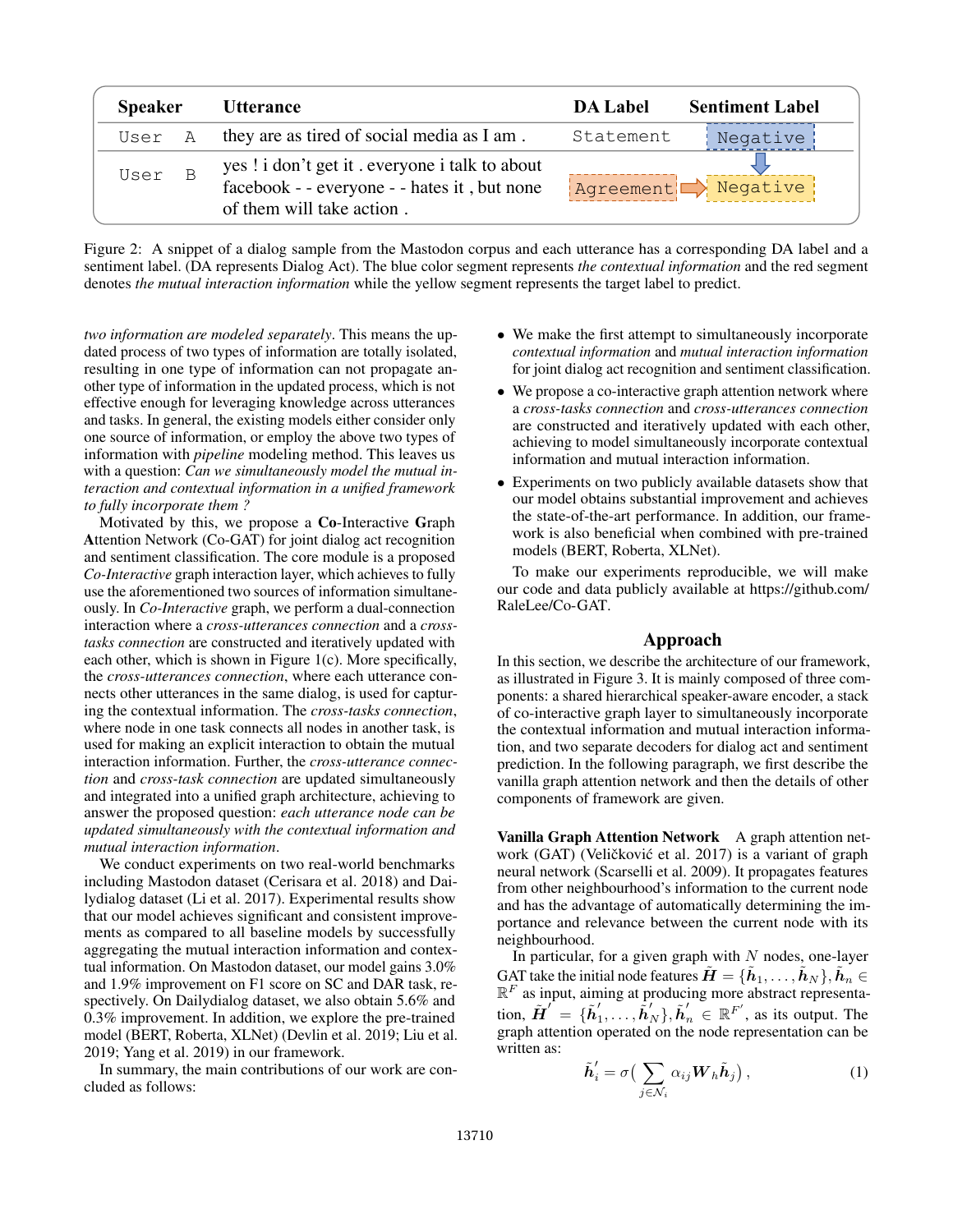| Speaker | Utterance | DA Label | Sentiment Label |
| --- | --- | --- | --- |
| User A | they are as tired of social media as I am . | Statement | Negative |
| User B | yes ! i don't get it . everyone i talk to about facebook - - everyone - - hates it , but none of them will take action . | Agreement | Negative |

Figure 2: A snippet of a dialog sample from the Mastodon corpus and each utterance has a corresponding DA label and a sentiment label. (DA represents Dialog Act). The blue color segment represents *the contextual information* and the red segment denotes *the mutual interaction information* while the yellow segment represents the target label to predict.

*two information are modeled separately*. This means the updated process of two types of information are totally isolated, resulting in one type of information can not propagate another type of information in the updated process, which is not effective enough for leveraging knowledge across utterances and tasks. In general, the existing models either consider only one source of information, or employ the above two types of information with *pipeline* modeling method. This leaves us with a question: *Can we simultaneously model the mutual interaction and contextual information in a unified framework to fully incorporate them ?*

Motivated by this, we propose a **Co**-Interactive **G**raph **A**ttention Network (Co-GAT) for joint dialog act recognition and sentiment classification. The core module is a proposed *Co-Interactive* graph interaction layer, which achieves to fully use the aforementioned two sources of information simultaneously. In *Co-Interactive* graph, we perform a dual-connection interaction where a *cross-utterances connection* and a *cross-tasks connection* are constructed and iteratively updated with each other, which is shown in Figure 1(c). More specifically, the *cross-utterances connection*, where each utterance connects other utterances in the same dialog, is used for capturing the contextual information. The *cross-tasks connection*, where node in one task connects all nodes in another task, is used for making an explicit interaction to obtain the mutual interaction information. Further, the *cross-utterance connection* and *cross-task connection* are updated simultaneously and integrated into a unified graph architecture, achieving to answer the proposed question: *each utterance node can be updated simultaneously with the contextual information and mutual interaction information*.

We conduct experiments on two real-world benchmarks including Mastodon dataset (Cerisara et al. 2018) and Dailydialog dataset (Li et al. 2017). Experimental results show that our model achieves significant and consistent improvements as compared to all baseline models by successfully aggregating the mutual interaction information and contextual information. On Mastodon dataset, our model gains 3.0% and 1.9% improvement on F1 score on SC and DAR task, respectively. On Dailydialog dataset, we also obtain 5.6% and 0.3% improvement. In addition, we explore the pre-trained model (BERT, Roberta, XLNet) (Devlin et al. 2019; Liu et al. 2019; Yang et al. 2019) in our framework.

In summary, the main contributions of our work are concluded as follows:

- We make the first attempt to simultaneously incorporate *contextual information* and *mutual interaction information* for joint dialog act recognition and sentiment classification.
- We propose a co-interactive graph attention network where a *cross-tasks connection* and *cross-utterances connection* are constructed and iteratively updated with each other, achieving to model simultaneously incorporate contextual information and mutual interaction information.
- Experiments on two publicly available datasets show that our model obtains substantial improvement and achieves the state-of-the-art performance. In addition, our framework is also beneficial when combined with pre-trained models (BERT, Roberta, XLNet).

To make our experiments reproducible, we will make our code and data publicly available at https://github.com/RaleLee/Co-GAT.

## Approach

In this section, we describe the architecture of our framework, as illustrated in Figure 3. It is mainly composed of three components: a shared hierarchical speaker-aware encoder, a stack of co-interactive graph layer to simultaneously incorporate the contextual information and mutual interaction information, and two separate decoders for dialog act and sentiment prediction. In the following paragraph, we first describe the vanilla graph attention network and then the details of other components of framework are given.

**Vanilla Graph Attention Network** A graph attention network (GAT) (Veličković et al. 2017) is a variant of graph neural network (Scarselli et al. 2009). It propagates features from other neighbourhood's information to the current node and has the advantage of automatically determining the importance and relevance between the current node with its neighbourhood.

In particular, for a given graph with $N$ nodes, one-layer GAT take the initial node features $\tilde{\boldsymbol{H}} = \{\tilde{\boldsymbol{h}}_1, \ldots, \tilde{\boldsymbol{h}}_N\}, \tilde{\boldsymbol{h}}_n \in \mathbb{R}^F$ as input, aiming at producing more abstract representation, $\tilde{\boldsymbol{H}}^{'} = \{\tilde{\boldsymbol{h}}_1^{'}, \ldots, \tilde{\boldsymbol{h}}_N^{'}\}, \tilde{\boldsymbol{h}}_n^{'} \in \mathbb{R}^{F^{'}}$, as its output. The graph attention operated on the node representation can be written as:

$$\tilde{\boldsymbol{h}}_i^{'} = \sigma\big(\sum_{j \in \mathcal{N}_i} \alpha_{ij} \boldsymbol{W}_h \tilde{\boldsymbol{h}}_j\big), \tag{1}$$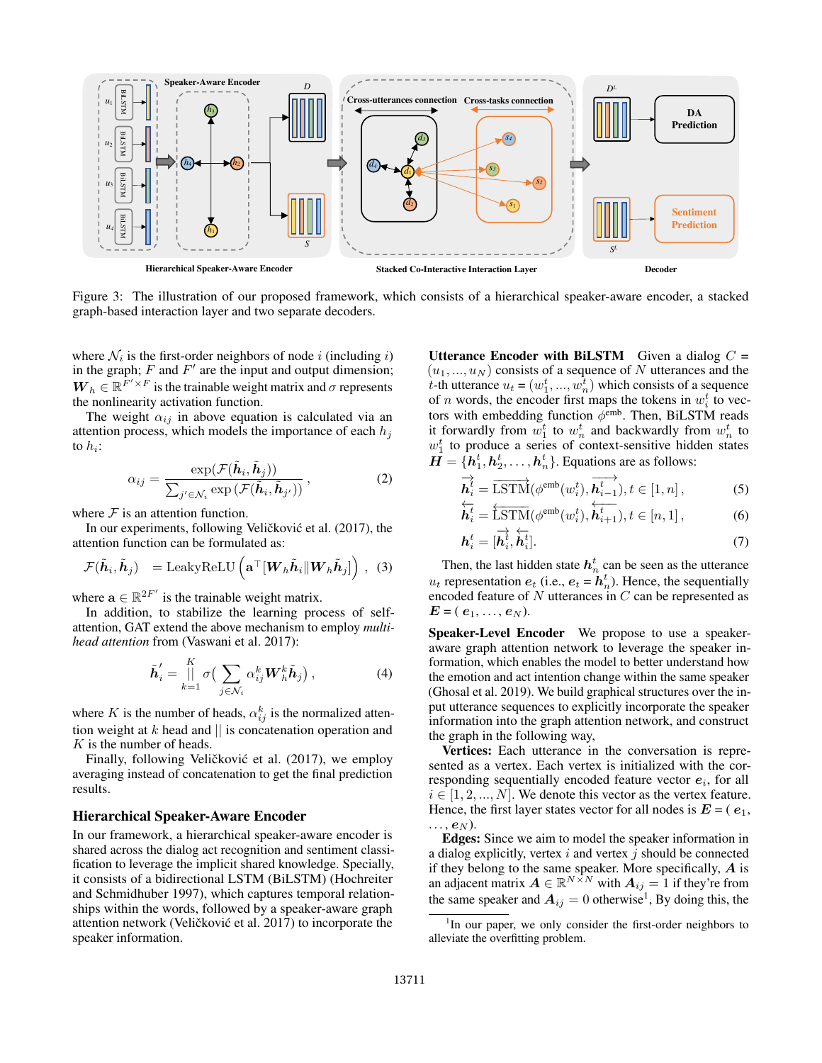Figure 3: The illustration of our proposed framework, which consists of a hierarchical speaker-aware encoder, a stacked graph-based interaction layer and two separate decoders.

where $\mathcal{N}_i$ is the first-order neighbors of node $i$ (including $i$) in the graph; $F$ and $F'$ are the input and output dimension; $\boldsymbol{W}_h \in \mathbb{R}^{F' \times F}$ is the trainable weight matrix and $\sigma$ represents the nonlinearity activation function.

The weight $\alpha_{ij}$ in above equation is calculated via an attention process, which models the importance of each $h_j$ to $h_i$:

$$\alpha_{ij} = \frac{\exp(\mathcal{F}(\tilde{\boldsymbol{h}}_i, \tilde{\boldsymbol{h}}_j))}{\sum_{j' \in \mathcal{N}_i} \exp(\mathcal{F}(\tilde{\boldsymbol{h}}_i, \tilde{\boldsymbol{h}}_{j'}))}, \tag{2}$$

where $\mathcal{F}$ is an attention function.

In our experiments, following Veličković et al. (2017), the attention function can be formulated as:

$$\mathcal{F}(\tilde{\boldsymbol{h}}_i, \tilde{\boldsymbol{h}}_j) \quad = \text{LeakyReLU}\left(\mathbf{a}^\top [\boldsymbol{W}_h \tilde{\boldsymbol{h}}_i \| \boldsymbol{W}_h \tilde{\boldsymbol{h}}_j]\right), \tag{3}$$

where $\mathbf{a} \in \mathbb{R}^{2F'}$ is the trainable weight matrix.

In addition, to stabilize the learning process of self-attention, GAT extend the above mechanism to employ *multi-head attention* from (Vaswani et al. 2017):

$$\tilde{\boldsymbol{h}}_i' = \Big\|_{k=1}^{K} \sigma\Big(\sum_{j \in \mathcal{N}_i} \alpha_{ij}^k \boldsymbol{W}_h^k \tilde{\boldsymbol{h}}_j\Big), \tag{4}$$

where $K$ is the number of heads, $\alpha_{ij}^k$ is the normalized attention weight at $k$ head and $||$ is concatenation operation and $K$ is the number of heads.

Finally, following Veličković et al. (2017), we employ averaging instead of concatenation to get the final prediction results.

## Hierarchical Speaker-Aware Encoder

In our framework, a hierarchical speaker-aware encoder is shared across the dialog act recognition and sentiment classification to leverage the implicit shared knowledge. Specially, it consists of a bidirectional LSTM (BiLSTM) (Hochreiter and Schmidhuber 1997), which captures temporal relationships within the words, followed by a speaker-aware graph attention network (Veličković et al. 2017) to incorporate the speaker information.

**Utterance Encoder with BiLSTM** Given a dialog $C = (u_1, ..., u_N)$ consists of a sequence of $N$ utterances and the $t$-th utterance $u_t = (w_1^t, ..., w_n^t)$ which consists of a sequence of $n$ words, the encoder first maps the tokens in $w_i^t$ to vectors with embedding function $\phi^{\text{emb}}$. Then, BiLSTM reads it forwardly from $w_1^t$ to $w_n^t$ and backwardly from $w_n^t$ to $w_1^t$ to produce a series of context-sensitive hidden states $\boldsymbol{H} = \{\boldsymbol{h}_1^t, \boldsymbol{h}_2^t, \ldots, \boldsymbol{h}_n^t\}$. Equations are as follows:

$$\overrightarrow{\boldsymbol{h}_i^t} = \overrightarrow{\text{LSTM}}(\phi^{\text{emb}}(w_i^t), \overrightarrow{\boldsymbol{h}_{i-1}^t}), t \in [1, n], \tag{5}$$

$$\overleftarrow{\boldsymbol{h}_i^t} = \overleftarrow{\text{LSTM}}(\phi^{\text{emb}}(w_i^t), \overleftarrow{\boldsymbol{h}_{i+1}^t}), t \in [n, 1], \tag{6}$$

$$\boldsymbol{h}_i^t = [\overrightarrow{\boldsymbol{h}_i^t}, \overleftarrow{\boldsymbol{h}_i^t}]. \tag{7}$$

Then, the last hidden state $\boldsymbol{h}_n^t$ can be seen as the utterance $u_t$ representation $\boldsymbol{e}_t$ (i.e., $\boldsymbol{e}_t = \boldsymbol{h}_n^t$). Hence, the sequentially encoded feature of $N$ utterances in $C$ can be represented as $\boldsymbol{E} = (\boldsymbol{e}_1, \ldots, \boldsymbol{e}_N)$.

**Speaker-Level Encoder** We propose to use a speaker-aware graph attention network to leverage the speaker information, which enables the model to better understand how the emotion and act intention change within the same speaker (Ghosal et al. 2019). We build graphical structures over the input utterance sequences to explicitly incorporate the speaker information into the graph attention network, and construct the graph in the following way,

**Vertices:** Each utterance in the conversation is represented as a vertex. Each vertex is initialized with the corresponding sequentially encoded feature vector $\boldsymbol{e}_i$, for all $i \in [1, 2, ..., N]$. We denote this vector as the vertex feature. Hence, the first layer states vector for all nodes is $\boldsymbol{E} = (\boldsymbol{e}_1, \ldots, \boldsymbol{e}_N)$.

**Edges:** Since we aim to model the speaker information in a dialog explicitly, vertex $i$ and vertex $j$ should be connected if they belong to the same speaker. More specifically, $\boldsymbol{A}$ is an adjacent matrix $\boldsymbol{A} \in \mathbb{R}^{N \times N}$ with $\boldsymbol{A}_{ij} = 1$ if they're from the same speaker and $\boldsymbol{A}_{ij} = 0$ otherwise[1], By doing this, the

[1]In our paper, we only consider the first-order neighbors to alleviate the overfitting problem.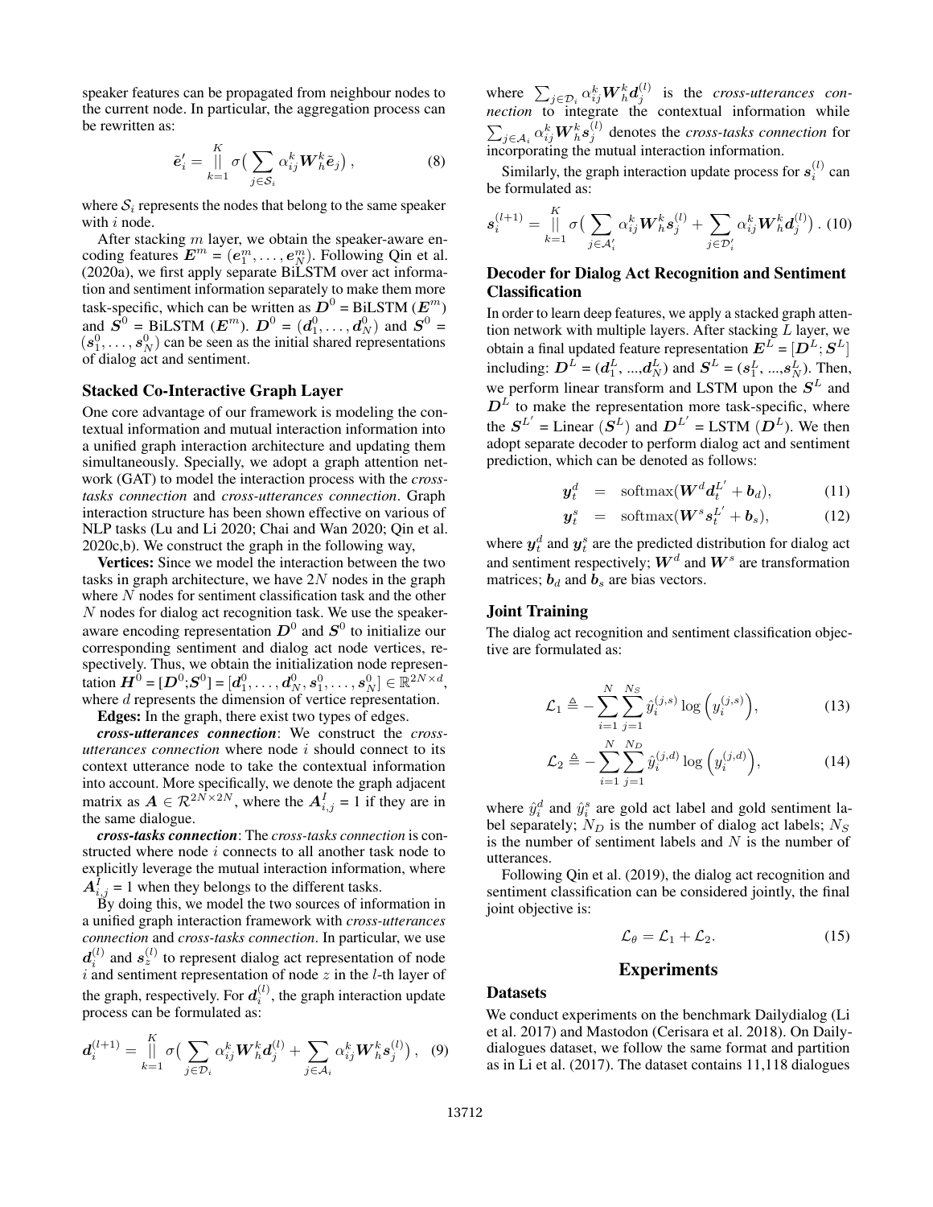speaker features can be propagated from neighbour nodes to the current node. In particular, the aggregation process can be rewritten as:

$$\tilde{\boldsymbol{e}}'_i = \overset{K}{\underset{k=1}{||}} \sigma\big(\sum_{j \in \mathcal{S}_i} \alpha_{ij}^k \boldsymbol{W}_h^k \tilde{\boldsymbol{e}}_j\big)\,, \tag{8}$$

where $\mathcal{S}_i$ represents the nodes that belong to the same speaker with $i$ node.

After stacking $m$ layer, we obtain the speaker-aware encoding features $\boldsymbol{E}^m = (\boldsymbol{e}_1^m, \ldots, \boldsymbol{e}_N^m)$. Following Qin et al. (2020a), we first apply separate BiLSTM over act information and sentiment information separately to make them more task-specific, which can be written as $\boldsymbol{D}^0$ = BiLSTM ($\boldsymbol{E}^m$) and $\boldsymbol{S}^0$ = BiLSTM ($\boldsymbol{E}^m$). $\boldsymbol{D}^0 = (\boldsymbol{d}_1^0, \ldots, \boldsymbol{d}_N^0)$ and $\boldsymbol{S}^0 = (\boldsymbol{s}_1^0, \ldots, \boldsymbol{s}_N^0)$ can be seen as the initial shared representations of dialog act and sentiment.

### Stacked Co-Interactive Graph Layer

One core advantage of our framework is modeling the contextual information and mutual interaction information into a unified graph interaction architecture and updating them simultaneously. Specially, we adopt a graph attention network (GAT) to model the interaction process with the *cross-tasks connection* and *cross-utterances connection*. Graph interaction structure has been shown effective on various of NLP tasks (Lu and Li 2020; Chai and Wan 2020; Qin et al. 2020c,b). We construct the graph in the following way,

**Vertices:** Since we model the interaction between the two tasks in graph architecture, we have $2N$ nodes in the graph where $N$ nodes for sentiment classification task and the other $N$ nodes for dialog act recognition task. We use the speaker-aware encoding representation $\boldsymbol{D}^0$ and $\boldsymbol{S}^0$ to initialize our corresponding sentiment and dialog act node vertices, respectively. Thus, we obtain the initialization node representation $\boldsymbol{H}^0 = [\boldsymbol{D}^0;\boldsymbol{S}^0] = [\boldsymbol{d}_1^0, \ldots, \boldsymbol{d}_N^0, \boldsymbol{s}_1^0, \ldots, \boldsymbol{s}_N^0] \in \mathbb{R}^{2N \times d}$, where $d$ represents the dimension of vertice representation.

**Edges:** In the graph, there exist two types of edges.

***cross-utterances connection***: We construct the *cross-utterances connection* where node $i$ should connect to its context utterance node to take the contextual information into account. More specifically, we denote the graph adjacent matrix as $\boldsymbol{A} \in \mathcal{R}^{2N \times 2N}$, where the $\boldsymbol{A}_{i,j}^I$ = 1 if they are in the same dialogue.

***cross-tasks connection***: The *cross-tasks connection* is constructed where node $i$ connects to all another task node to explicitly leverage the mutual interaction information, where $\boldsymbol{A}_{i,j}^I$ = 1 when they belongs to the different tasks.

By doing this, we model the two sources of information in a unified graph interaction framework with *cross-utterances connection* and *cross-tasks connection*. In particular, we use $\boldsymbol{d}_i^{(l)}$ and $\boldsymbol{s}_z^{(l)}$ to represent dialog act representation of node $i$ and sentiment representation of node $z$ in the $l$-th layer of the graph, respectively. For $\boldsymbol{d}_i^{(l)}$, the graph interaction update process can be formulated as:

$$\boldsymbol{d}_i^{(l+1)} = \overset{K}{\underset{k=1}{||}} \sigma\big(\sum_{j \in \mathcal{D}_i} \alpha_{ij}^k \boldsymbol{W}_h^k \boldsymbol{d}_j^{(l)} + \sum_{j \in \mathcal{A}_i} \alpha_{ij}^k \boldsymbol{W}_h^k \boldsymbol{s}_j^{(l)}\big)\,, \tag{9}$$

where $\sum_{j \in \mathcal{D}_i} \alpha_{ij}^k \boldsymbol{W}_h^k \boldsymbol{d}_j^{(l)}$ is the *cross-utterances connection* to integrate the contextual information while $\sum_{j \in \mathcal{A}_i} \alpha_{ij}^k \boldsymbol{W}_h^k \boldsymbol{s}_j^{(l)}$ denotes the *cross-tasks connection* for incorporating the mutual interaction information.

Similarly, the graph interaction update process for $\boldsymbol{s}_i^{(l)}$ can be formulated as:

$$\boldsymbol{s}_i^{(l+1)} = \overset{K}{\underset{k=1}{||}} \sigma\big(\sum_{j \in \mathcal{A}'_i} \alpha_{ij}^k \boldsymbol{W}_h^k \boldsymbol{s}_j^{(l)} + \sum_{j \in \mathcal{D}'_i} \alpha_{ij}^k \boldsymbol{W}_h^k \boldsymbol{d}_j^{(l)}\big)\,. \tag{10}$$

### Decoder for Dialog Act Recognition and Sentiment Classification

In order to learn deep features, we apply a stacked graph attention network with multiple layers. After stacking $L$ layer, we obtain a final updated feature representation $\boldsymbol{E}^L = [\boldsymbol{D}^L;\boldsymbol{S}^L]$ including: $\boldsymbol{D}^L = (\boldsymbol{d}_1^L, \ldots, \boldsymbol{d}_N^L)$ and $\boldsymbol{S}^L = (\boldsymbol{s}_1^L, \ldots, \boldsymbol{s}_N^L)$. Then, we perform linear transform and LSTM upon the $\boldsymbol{S}^L$ and $\boldsymbol{D}^L$ to make the representation more task-specific, where the $\boldsymbol{S}^{L'}$ = Linear ($\boldsymbol{S}^L$) and $\boldsymbol{D}^{L'}$ = LSTM ($\boldsymbol{D}^L$). We then adopt separate decoder to perform dialog act and sentiment prediction, which can be denoted as follows:

$$\boldsymbol{y}_t^d = \text{softmax}(\boldsymbol{W}^d \boldsymbol{d}_t^{L'} + \boldsymbol{b}_d), \tag{11}$$

$$\boldsymbol{y}_t^s = \text{softmax}(\boldsymbol{W}^s \boldsymbol{s}_t^{L'} + \boldsymbol{b}_s), \tag{12}$$

where $\boldsymbol{y}_t^d$ and $\boldsymbol{y}_t^s$ are the predicted distribution for dialog act and sentiment respectively; $\boldsymbol{W}^d$ and $\boldsymbol{W}^s$ are transformation matrices; $\boldsymbol{b}_d$ and $\boldsymbol{b}_s$ are bias vectors.

### Joint Training

The dialog act recognition and sentiment classification objective are formulated as:

$$\mathcal{L}_1 \triangleq -\sum_{i=1}^{N} \sum_{j=1}^{N_S} \hat{y}_i^{(j,s)} \log\Big(y_i^{(j,s)}\Big), \tag{13}$$

$$\mathcal{L}_2 \triangleq -\sum_{i=1}^{N} \sum_{j=1}^{N_D} \hat{y}_i^{(j,d)} \log\Big(y_i^{(j,d)}\Big), \tag{14}$$

where $\hat{y}_i^d$ and $\hat{y}_i^s$ are gold act label and gold sentiment label separately; $N_D$ is the number of dialog act labels; $N_S$ is the number of sentiment labels and $N$ is the number of utterances.

Following Qin et al. (2019), the dialog act recognition and sentiment classification can be considered jointly, the final joint objective is:

$$\mathcal{L}_\theta = \mathcal{L}_1 + \mathcal{L}_2. \tag{15}$$

## Experiments

### Datasets

We conduct experiments on the benchmark Dailydialog (Li et al. 2017) and Mastodon (Cerisara et al. 2018). On Dailydialogues dataset, we follow the same format and partition as in Li et al. (2017). The dataset contains 11,118 dialogues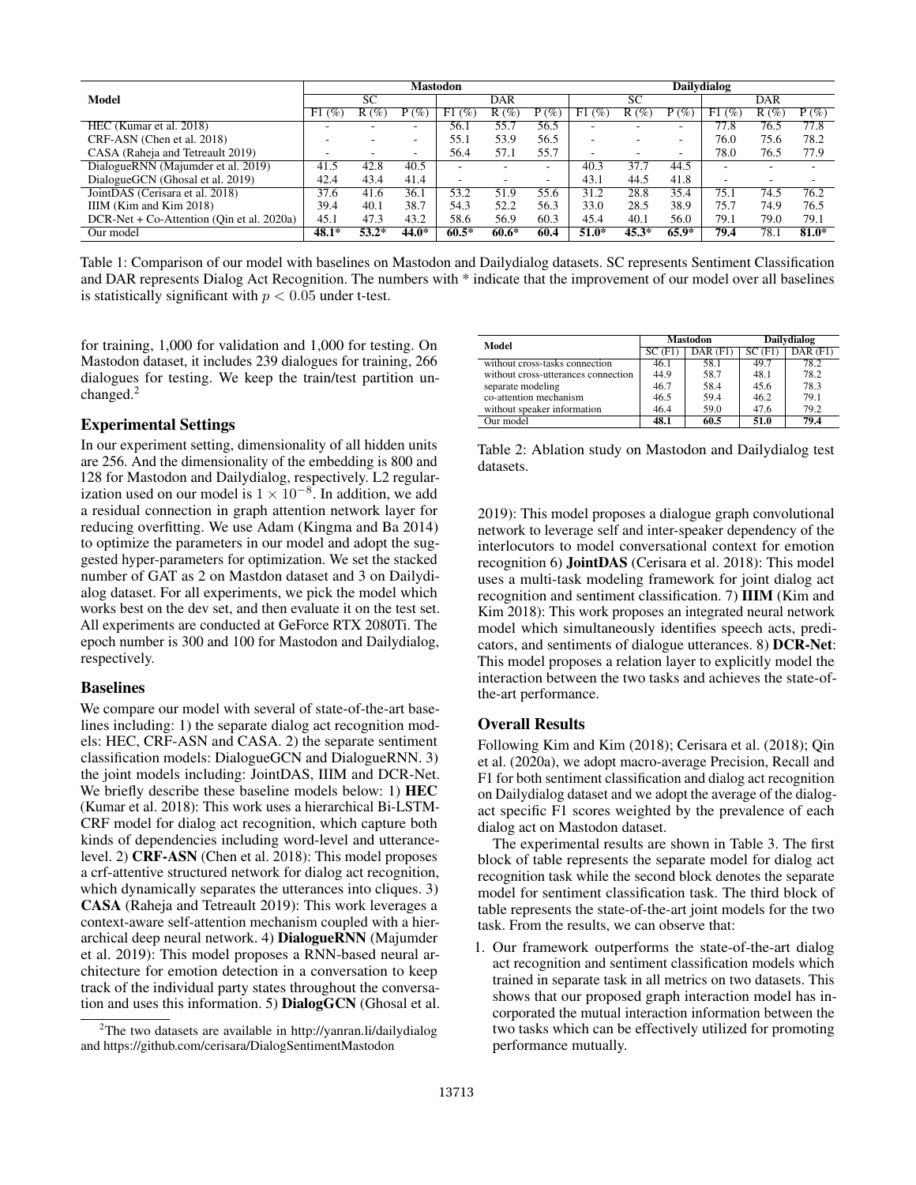| Model | Mastodon | | | | | | Dailydialog | | | | | |
|---|---|---|---|---|---|---|---|---|---|---|---|---|
| | SC | | | DAR | | | SC | | | DAR | | |
| | F1 (%) | R (%) | P (%) | F1 (%) | R (%) | P (%) | F1 (%) | R (%) | P (%) | F1 (%) | R (%) | P (%) |
| HEC (Kumar et al. 2018) | - | - | - | 56.1 | 55.7 | 56.5 | - | - | - | 77.8 | 76.5 | 77.8 |
| CRF-ASN (Chen et al. 2018) | - | - | - | 55.1 | 53.9 | 56.5 | - | - | - | 76.0 | 75.6 | 78.2 |
| CASA (Raheja and Tetreault 2019) | - | - | - | 56.4 | 57.1 | 55.7 | - | - | - | 78.0 | 76.5 | 77.9 |
| DialogueRNN (Majumder et al. 2019) | 41.5 | 42.8 | 40.5 | - | - | - | 40.3 | 37.7 | 44.5 | - | - | - |
| DialogueGCN (Ghosal et al. 2019) | 42.4 | 43.4 | 41.4 | - | - | - | 43.1 | 44.5 | 41.8 | - | - | - |
| JointDAS (Cerisara et al. 2018) | 37.6 | 41.6 | 36.1 | 53.2 | 51.9 | 55.6 | 31.2 | 28.8 | 35.4 | 75.1 | 74.5 | 76.2 |
| IIIM (Kim and Kim 2018) | 39.4 | 40.1 | 38.7 | 54.3 | 52.2 | 56.3 | 33.0 | 28.5 | 38.9 | 75.7 | 74.9 | 76.5 |
| DCR-Net + Co-Attention (Qin et al. 2020a) | 45.1 | 47.3 | 43.2 | 58.6 | 56.9 | 60.3 | 45.4 | 40.1 | 56.0 | 79.1 | 79.0 | 79.1 |
| Our model | **48.1*** | **53.2*** | **44.0*** | **60.5*** | **60.6*** | **60.4** | **51.0*** | **45.3*** | **65.9*** | **79.4** | 78.1 | **81.0*** |

Table 1: Comparison of our model with baselines on Mastodon and Dailydialog datasets. SC represents Sentiment Classification and DAR represents Dialog Act Recognition. The numbers with * indicate that the improvement of our model over all baselines is statistically significant with $p < 0.05$ under t-test.

for training, 1,000 for validation and 1,000 for testing. On Mastodon dataset, it includes 239 dialogues for training, 266 dialogues for testing. We keep the train/test partition unchanged.[2]

## Experimental Settings

In our experiment setting, dimensionality of all hidden units are 256. And the dimensionality of the embedding is 800 and 128 for Mastodon and Dailydialog, respectively. L2 regularization used on our model is $1 \times 10^{-8}$. In addition, we add a residual connection in graph attention network layer for reducing overfitting. We use Adam (Kingma and Ba 2014) to optimize the parameters in our model and adopt the suggested hyper-parameters for optimization. We set the stacked number of GAT as 2 on Mastdon dataset and 3 on Dailydialog dataset. For all experiments, we pick the model which works best on the dev set, and then evaluate it on the test set. All experiments are conducted at GeForce RTX 2080Ti. The epoch number is 300 and 100 for Mastodon and Dailydialog, respectively.

## Baselines

We compare our model with several of state-of-the-art baselines including: 1) the separate dialog act recognition models: HEC, CRF-ASN and CASA. 2) the separate sentiment classification models: DialogueGCN and DialogueRNN. 3) the joint models including: JointDAS, IIIM and DCR-Net. We briefly describe these baseline models below: 1) **HEC** (Kumar et al. 2018): This work uses a hierarchical Bi-LSTM-CRF model for dialog act recognition, which capture both kinds of dependencies including word-level and utterance-level. 2) **CRF-ASN** (Chen et al. 2018): This model proposes a crf-attentive structured network for dialog act recognition, which dynamically separates the utterances into cliques. 3) **CASA** (Raheja and Tetreault 2019): This work leverages a context-aware self-attention mechanism coupled with a hierarchical deep neural network. 4) **DialogueRNN** (Majumder et al. 2019): This model proposes a RNN-based neural architecture for emotion detection in a conversation to keep track of the individual party states throughout the conversation and uses this information. 5) **DialogGCN** (Ghosal et al. 2019): This model proposes a dialogue graph convolutional network to leverage self and inter-speaker dependency of the interlocutors to model conversational context for emotion recognition 6) **JointDAS** (Cerisara et al. 2018): This model uses a multi-task modeling framework for joint dialog act recognition and sentiment classification. 7) **IIIM** (Kim and Kim 2018): This work proposes an integrated neural network model which simultaneously identifies speech acts, predicators, and sentiments of dialogue utterances. 8) **DCR-Net**: This model proposes a relation layer to explicitly model the interaction between the two tasks and achieves the state-of-the-art performance.

[2] The two datasets are available in http://yanran.li/dailydialog and https://github.com/cerisara/DialogSentimentMastodon

| Model | Mastodon | | Dailydialog | |
|---|---|---|---|---|
| | SC (F1) | DAR (F1) | SC (F1) | DAR (F1) |
| without cross-tasks connection | 46.1 | 58.1 | 49.7 | 78.2 |
| without cross-utterances connection | 44.9 | 58.7 | 48.1 | 78.2 |
| separate modeling | 46.7 | 58.4 | 45.6 | 78.3 |
| co-attention mechanism | 46.5 | 59.4 | 46.2 | 79.1 |
| without speaker information | 46.4 | 59.0 | 47.6 | 79.2 |
| Our model | **48.1** | **60.5** | **51.0** | **79.4** |

Table 2: Ablation study on Mastodon and Dailydialog test datasets.

## Overall Results

Following Kim and Kim (2018); Cerisara et al. (2018); Qin et al. (2020a), we adopt macro-average Precision, Recall and F1 for both sentiment classification and dialog act recognition on Dailydialog dataset and we adopt the average of the dialog-act specific F1 scores weighted by the prevalence of each dialog act on Mastodon dataset.

The experimental results are shown in Table 3. The first block of table represents the separate model for dialog act recognition task while the second block denotes the separate model for sentiment classification task. The third block of table represents the state-of-the-art joint models for the two task. From the results, we can observe that:

1. Our framework outperforms the state-of-the-art dialog act recognition and sentiment classification models which trained in separate task in all metrics on two datasets. This shows that our proposed graph interaction model has incorporated the mutual interaction information between the two tasks which can be effectively utilized for promoting performance mutually.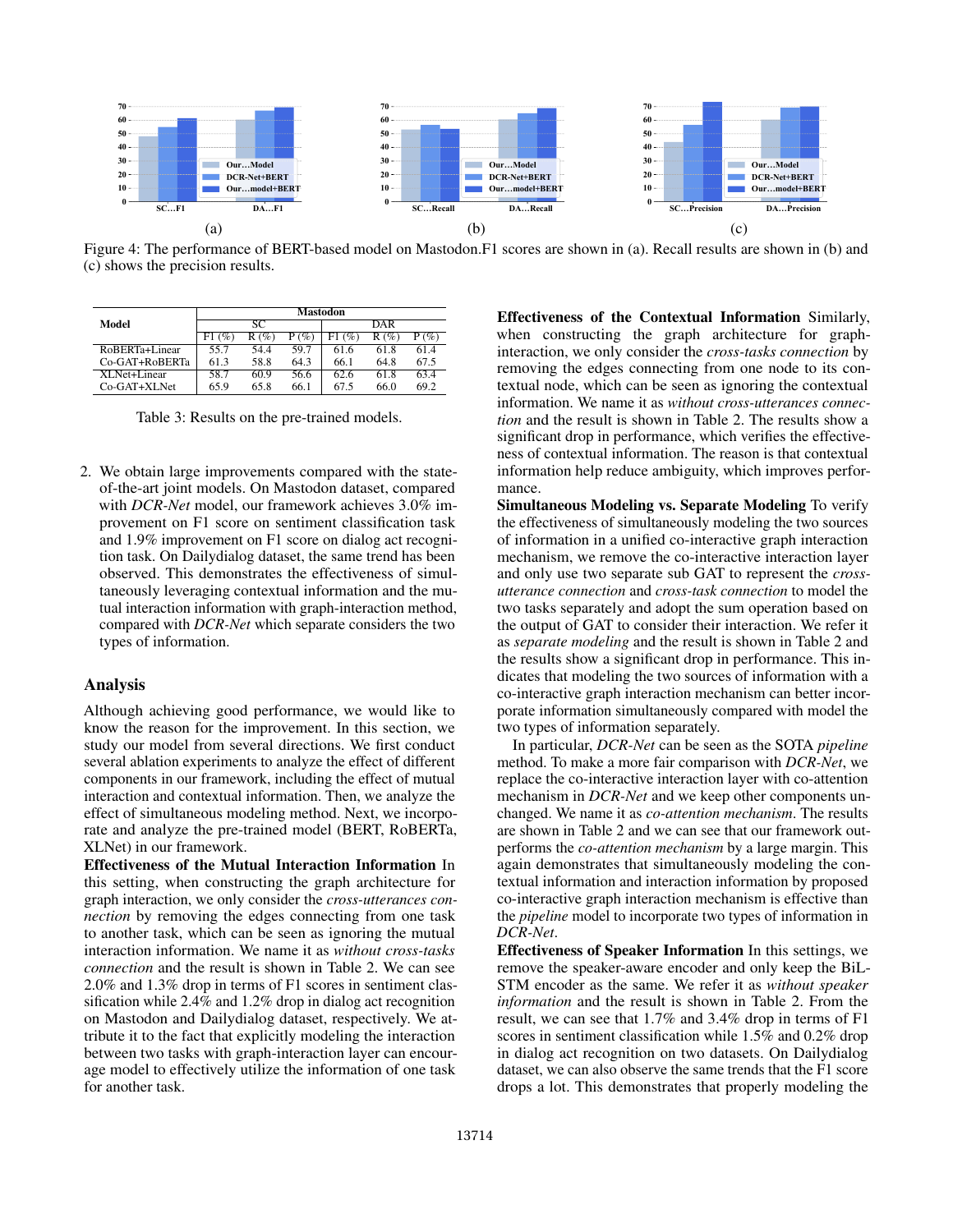Figure 4: The performance of BERT-based model on Mastodon.F1 scores are shown in (a). Recall results are shown in (b) and (c) shows the precision results.

| Model | Mastodon | | | | | |
|---|---|---|---|---|---|---|
| | SC | | | DAR | | |
| | F1 (%) | R (%) | P (%) | F1 (%) | R (%) | P (%) |
| RoBERTa+Linear | 55.7 | 54.4 | 59.7 | 61.6 | 61.8 | 61.4 |
| Co-GAT+RoBERTa | 61.3 | 58.8 | 64.3 | 66.1 | 64.8 | 67.5 |
| XLNet+Linear | 58.7 | 60.9 | 56.6 | 62.6 | 61.8 | 63.4 |
| Co-GAT+XLNet | 65.9 | 65.8 | 66.1 | 67.5 | 66.0 | 69.2 |

Table 3: Results on the pre-trained models.

2. We obtain large improvements compared with the state-of-the-art joint models. On Mastodon dataset, compared with *DCR-Net* model, our framework achieves 3.0% improvement on F1 score on sentiment classification task and 1.9% improvement on F1 score on dialog act recognition task. On Dailydialog dataset, the same trend has been observed. This demonstrates the effectiveness of simultaneously leveraging contextual information and the mutual interaction information with graph-interaction method, compared with *DCR-Net* which separate considers the two types of information.

## Analysis

Although achieving good performance, we would like to know the reason for the improvement. In this section, we study our model from several directions. We first conduct several ablation experiments to analyze the effect of different components in our framework, including the effect of mutual interaction and contextual information. Then, we analyze the effect of simultaneous modeling method. Next, we incorporate and analyze the pre-trained model (BERT, RoBERTa, XLNet) in our framework.

**Effectiveness of the Mutual Interaction Information** In this setting, when constructing the graph architecture for graph interaction, we only consider the *cross-utterances connection* by removing the edges connecting from one task to another task, which can be seen as ignoring the mutual interaction information. We name it as *without cross-tasks connection* and the result is shown in Table 2. We can see 2.0% and 1.3% drop in terms of F1 scores in sentiment classification while 2.4% and 1.2% drop in dialog act recognition on Mastodon and Dailydialog dataset, respectively. We attribute it to the fact that explicitly modeling the interaction between two tasks with graph-interaction layer can encourage model to effectively utilize the information of one task for another task.

**Effectiveness of the Contextual Information** Similarly, when constructing the graph architecture for graph-interaction, we only consider the *cross-tasks connection* by removing the edges connecting from one node to its contextual node, which can be seen as ignoring the contextual information. We name it as *without cross-utterances connection* and the result is shown in Table 2. The results show a significant drop in performance, which verifies the effectiveness of contextual information. The reason is that contextual information help reduce ambiguity, which improves performance.

**Simultaneous Modeling vs. Separate Modeling** To verify the effectiveness of simultaneously modeling the two sources of information in a unified co-interactive graph interaction mechanism, we remove the co-interactive interaction layer and only use two separate sub GAT to represent the *cross-utterance connection* and *cross-task connection* to model the two tasks separately and adopt the sum operation based on the output of GAT to consider their interaction. We refer it as *separate modeling* and the result is shown in Table 2 and the results show a significant drop in performance. This indicates that modeling the two sources of information with a co-interactive graph interaction mechanism can better incorporate information simultaneously compared with model the two types of information separately.

In particular, *DCR-Net* can be seen as the SOTA *pipeline* method. To make a more fair comparison with *DCR-Net*, we replace the co-interactive interaction layer with co-attention mechanism in *DCR-Net* and we keep other components unchanged. We name it as *co-attention mechanism*. The results are shown in Table 2 and we can see that our framework outperforms the *co-attention mechanism* by a large margin. This again demonstrates that simultaneously modeling the contextual information and interaction information by proposed co-interactive graph interaction mechanism is effective than the *pipeline* model to incorporate two types of information in *DCR-Net*.

**Effectiveness of Speaker Information** In this settings, we remove the speaker-aware encoder and only keep the BiLSTM encoder as the same. We refer it as *without speaker information* and the result is shown in Table 2. From the result, we can see that 1.7% and 3.4% drop in terms of F1 scores in sentiment classification while 1.5% and 0.2% drop in dialog act recognition on two datasets. On Dailydialog dataset, we can also observe the same trends that the F1 score drops a lot. This demonstrates that properly modeling the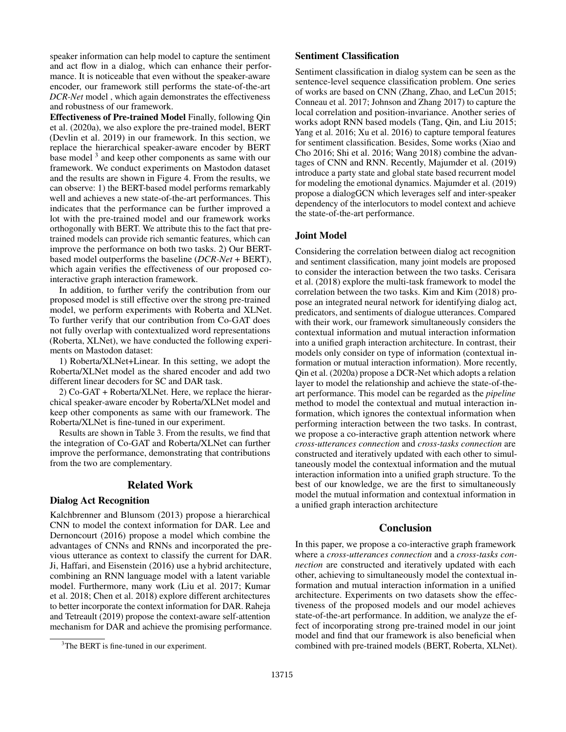speaker information can help model to capture the sentiment and act flow in a dialog, which can enhance their performance. It is noticeable that even without the speaker-aware encoder, our framework still performs the state-of-the-art *DCR-Net* model , which again demonstrates the effectiveness and robustness of our framework.

**Effectiveness of Pre-trained Model** Finally, following Qin et al. (2020a), we also explore the pre-trained model, BERT (Devlin et al. 2019) in our framework. In this section, we replace the hierarchical speaker-aware encoder by BERT base model [3] and keep other components as same with our framework. We conduct experiments on Mastodon dataset and the results are shown in Figure 4. From the results, we can observe: 1) the BERT-based model performs remarkably well and achieves a new state-of-the-art performances. This indicates that the performance can be further improved a lot with the pre-trained model and our framework works orthogonally with BERT. We attribute this to the fact that pre-trained models can provide rich semantic features, which can improve the performance on both two tasks. 2) Our BERT-based model outperforms the baseline (*DCR-Net* + BERT), which again verifies the effectiveness of our proposed co-interactive graph interaction framework.

In addition, to further verify the contribution from our proposed model is still effective over the strong pre-trained model, we perform experiments with Roberta and XLNet. To further verify that our contribution from Co-GAT does not fully overlap with contextualized word representations (Roberta, XLNet), we have conducted the following experiments on Mastodon dataset:

1) Roberta/XLNet+Linear. In this setting, we adopt the Roberta/XLNet model as the shared encoder and add two different linear decoders for SC and DAR task.

2) Co-GAT + Roberta/XLNet. Here, we replace the hierarchical speaker-aware encoder by Roberta/XLNet model and keep other components as same with our framework. The Roberta/XLNet is fine-tuned in our experiment.

Results are shown in Table 3. From the results, we find that the integration of Co-GAT and Roberta/XLNet can further improve the performance, demonstrating that contributions from the two are complementary.

## Related Work

### Dialog Act Recognition

Kalchbrenner and Blunsom (2013) propose a hierarchical CNN to model the context information for DAR. Lee and Dernoncourt (2016) propose a model which combine the advantages of CNNs and RNNs and incorporated the previous utterance as context to classify the current for DAR. Ji, Haffari, and Eisenstein (2016) use a hybrid architecture, combining an RNN language model with a latent variable model. Furthermore, many work (Liu et al. 2017; Kumar et al. 2018; Chen et al. 2018) explore different architectures to better incorporate the context information for DAR. Raheja and Tetreault (2019) propose the context-aware self-attention mechanism for DAR and achieve the promising performance.

[3] The BERT is fine-tuned in our experiment.

### Sentiment Classification

Sentiment classification in dialog system can be seen as the sentence-level sequence classification problem. One series of works are based on CNN (Zhang, Zhao, and LeCun 2015; Conneau et al. 2017; Johnson and Zhang 2017) to capture the local correlation and position-invariance. Another series of works adopt RNN based models (Tang, Qin, and Liu 2015; Yang et al. 2016; Xu et al. 2016) to capture temporal features for sentiment classification. Besides, Some works (Xiao and Cho 2016; Shi et al. 2016; Wang 2018) combine the advantages of CNN and RNN. Recently, Majumder et al. (2019) introduce a party state and global state based recurrent model for modeling the emotional dynamics. Majumder et al. (2019) propose a dialogGCN which leverages self and inter-speaker dependency of the interlocutors to model context and achieve the state-of-the-art performance.

### Joint Model

Considering the correlation between dialog act recognition and sentiment classification, many joint models are proposed to consider the interaction between the two tasks. Cerisara et al. (2018) explore the multi-task framework to model the correlation between the two tasks. Kim and Kim (2018) propose an integrated neural network for identifying dialog act, predicators, and sentiments of dialogue utterances. Compared with their work, our framework simultaneously considers the contextual information and mutual interaction information into a unified graph interaction architecture. In contrast, their models only consider on type of information (contextual information or mutual interaction information). More recently, Qin et al. (2020a) propose a DCR-Net which adopts a relation layer to model the relationship and achieve the state-of-the-art performance. This model can be regarded as the *pipeline* method to model the contextual and mutual interaction information, which ignores the contextual information when performing interaction between the two tasks. In contrast, we propose a co-interactive graph attention network where *cross-utterances connection* and *cross-tasks connection* are constructed and iteratively updated with each other to simultaneously model the contextual information and the mutual interaction information into a unified graph structure. To the best of our knowledge, we are the first to simultaneously model the mutual information and contextual information in a unified graph interaction architecture

## Conclusion

In this paper, we propose a co-interactive graph framework where a *cross-utterances connection* and a *cross-tasks connection* are constructed and iteratively updated with each other, achieving to simultaneously model the contextual information and mutual interaction information in a unified architecture. Experiments on two datasets show the effectiveness of the proposed models and our model achieves state-of-the-art performance. In addition, we analyze the effect of incorporating strong pre-trained model in our joint model and find that our framework is also beneficial when combined with pre-trained models (BERT, Roberta, XLNet).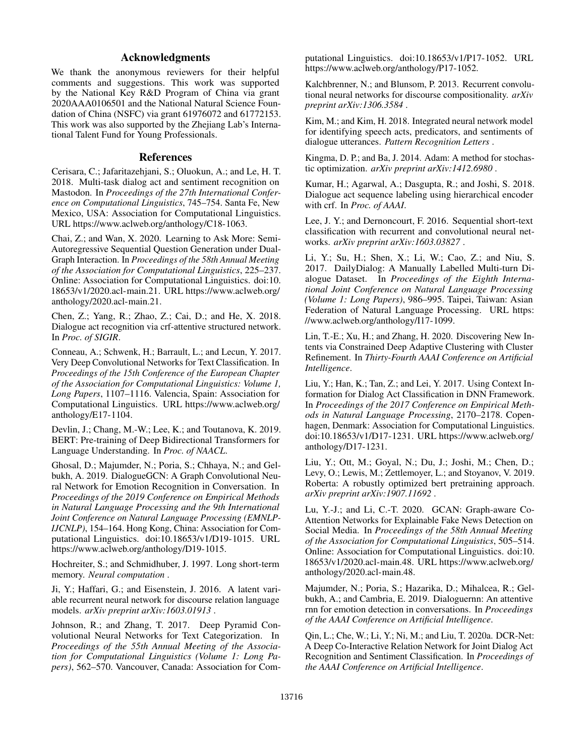## Acknowledgments

We thank the anonymous reviewers for their helpful comments and suggestions. This work was supported by the National Key R&D Program of China via grant 2020AAA0106501 and the National Natural Science Foundation of China (NSFC) via grant 61976072 and 61772153. This work was also supported by the Zhejiang Lab's International Talent Fund for Young Professionals.

## References

Cerisara, C.; Jafaritazehjani, S.; Oluokun, A.; and Le, H. T. 2018. Multi-task dialog act and sentiment recognition on Mastodon. In *Proceedings of the 27th International Conference on Computational Linguistics*, 745–754. Santa Fe, New Mexico, USA: Association for Computational Linguistics. URL https://www.aclweb.org/anthology/C18-1063.

Chai, Z.; and Wan, X. 2020. Learning to Ask More: Semi-Autoregressive Sequential Question Generation under Dual-Graph Interaction. In *Proceedings of the 58th Annual Meeting of the Association for Computational Linguistics*, 225–237. Online: Association for Computational Linguistics. doi:10.18653/v1/2020.acl-main.21. URL https://www.aclweb.org/anthology/2020.acl-main.21.

Chen, Z.; Yang, R.; Zhao, Z.; Cai, D.; and He, X. 2018. Dialogue act recognition via crf-attentive structured network. In *Proc. of SIGIR*.

Conneau, A.; Schwenk, H.; Barrault, L.; and Lecun, Y. 2017. Very Deep Convolutional Networks for Text Classification. In *Proceedings of the 15th Conference of the European Chapter of the Association for Computational Linguistics: Volume 1, Long Papers*, 1107–1116. Valencia, Spain: Association for Computational Linguistics. URL https://www.aclweb.org/anthology/E17-1104.

Devlin, J.; Chang, M.-W.; Lee, K.; and Toutanova, K. 2019. BERT: Pre-training of Deep Bidirectional Transformers for Language Understanding. In *Proc. of NAACL*.

Ghosal, D.; Majumder, N.; Poria, S.; Chhaya, N.; and Gelbukh, A. 2019. DialogueGCN: A Graph Convolutional Neural Network for Emotion Recognition in Conversation. In *Proceedings of the 2019 Conference on Empirical Methods in Natural Language Processing and the 9th International Joint Conference on Natural Language Processing (EMNLP-IJCNLP)*, 154–164. Hong Kong, China: Association for Computational Linguistics. doi:10.18653/v1/D19-1015. URL https://www.aclweb.org/anthology/D19-1015.

Hochreiter, S.; and Schmidhuber, J. 1997. Long short-term memory. *Neural computation* .

Ji, Y.; Haffari, G.; and Eisenstein, J. 2016. A latent variable recurrent neural network for discourse relation language models. *arXiv preprint arXiv:1603.01913* .

Johnson, R.; and Zhang, T. 2017. Deep Pyramid Convolutional Neural Networks for Text Categorization. In *Proceedings of the 55th Annual Meeting of the Association for Computational Linguistics (Volume 1: Long Papers)*, 562–570. Vancouver, Canada: Association for Computational Linguistics. doi:10.18653/v1/P17-1052. URL https://www.aclweb.org/anthology/P17-1052.

Kalchbrenner, N.; and Blunsom, P. 2013. Recurrent convolutional neural networks for discourse compositionality. *arXiv preprint arXiv:1306.3584* .

Kim, M.; and Kim, H. 2018. Integrated neural network model for identifying speech acts, predicators, and sentiments of dialogue utterances. *Pattern Recognition Letters* .

Kingma, D. P.; and Ba, J. 2014. Adam: A method for stochastic optimization. *arXiv preprint arXiv:1412.6980* .

Kumar, H.; Agarwal, A.; Dasgupta, R.; and Joshi, S. 2018. Dialogue act sequence labeling using hierarchical encoder with crf. In *Proc. of AAAI*.

Lee, J. Y.; and Dernoncourt, F. 2016. Sequential short-text classification with recurrent and convolutional neural networks. *arXiv preprint arXiv:1603.03827* .

Li, Y.; Su, H.; Shen, X.; Li, W.; Cao, Z.; and Niu, S. 2017. DailyDialog: A Manually Labelled Multi-turn Dialogue Dataset. In *Proceedings of the Eighth International Joint Conference on Natural Language Processing (Volume 1: Long Papers)*, 986–995. Taipei, Taiwan: Asian Federation of Natural Language Processing. URL https://www.aclweb.org/anthology/I17-1099.

Lin, T.-E.; Xu, H.; and Zhang, H. 2020. Discovering New Intents via Constrained Deep Adaptive Clustering with Cluster Refinement. In *Thirty-Fourth AAAI Conference on Artificial Intelligence*.

Liu, Y.; Han, K.; Tan, Z.; and Lei, Y. 2017. Using Context Information for Dialog Act Classification in DNN Framework. In *Proceedings of the 2017 Conference on Empirical Methods in Natural Language Processing*, 2170–2178. Copenhagen, Denmark: Association for Computational Linguistics. doi:10.18653/v1/D17-1231. URL https://www.aclweb.org/anthology/D17-1231.

Liu, Y.; Ott, M.; Goyal, N.; Du, J.; Joshi, M.; Chen, D.; Levy, O.; Lewis, M.; Zettlemoyer, L.; and Stoyanov, V. 2019. Roberta: A robustly optimized bert pretraining approach. *arXiv preprint arXiv:1907.11692* .

Lu, Y.-J.; and Li, C.-T. 2020. GCAN: Graph-aware Co-Attention Networks for Explainable Fake News Detection on Social Media. In *Proceedings of the 58th Annual Meeting of the Association for Computational Linguistics*, 505–514. Online: Association for Computational Linguistics. doi:10.18653/v1/2020.acl-main.48. URL https://www.aclweb.org/anthology/2020.acl-main.48.

Majumder, N.; Poria, S.; Hazarika, D.; Mihalcea, R.; Gelbukh, A.; and Cambria, E. 2019. Dialoguernn: An attentive rnn for emotion detection in conversations. In *Proceedings of the AAAI Conference on Artificial Intelligence*.

Qin, L.; Che, W.; Li, Y.; Ni, M.; and Liu, T. 2020a. DCR-Net: A Deep Co-Interactive Relation Network for Joint Dialog Act Recognition and Sentiment Classification. In *Proceedings of the AAAI Conference on Artificial Intelligence*.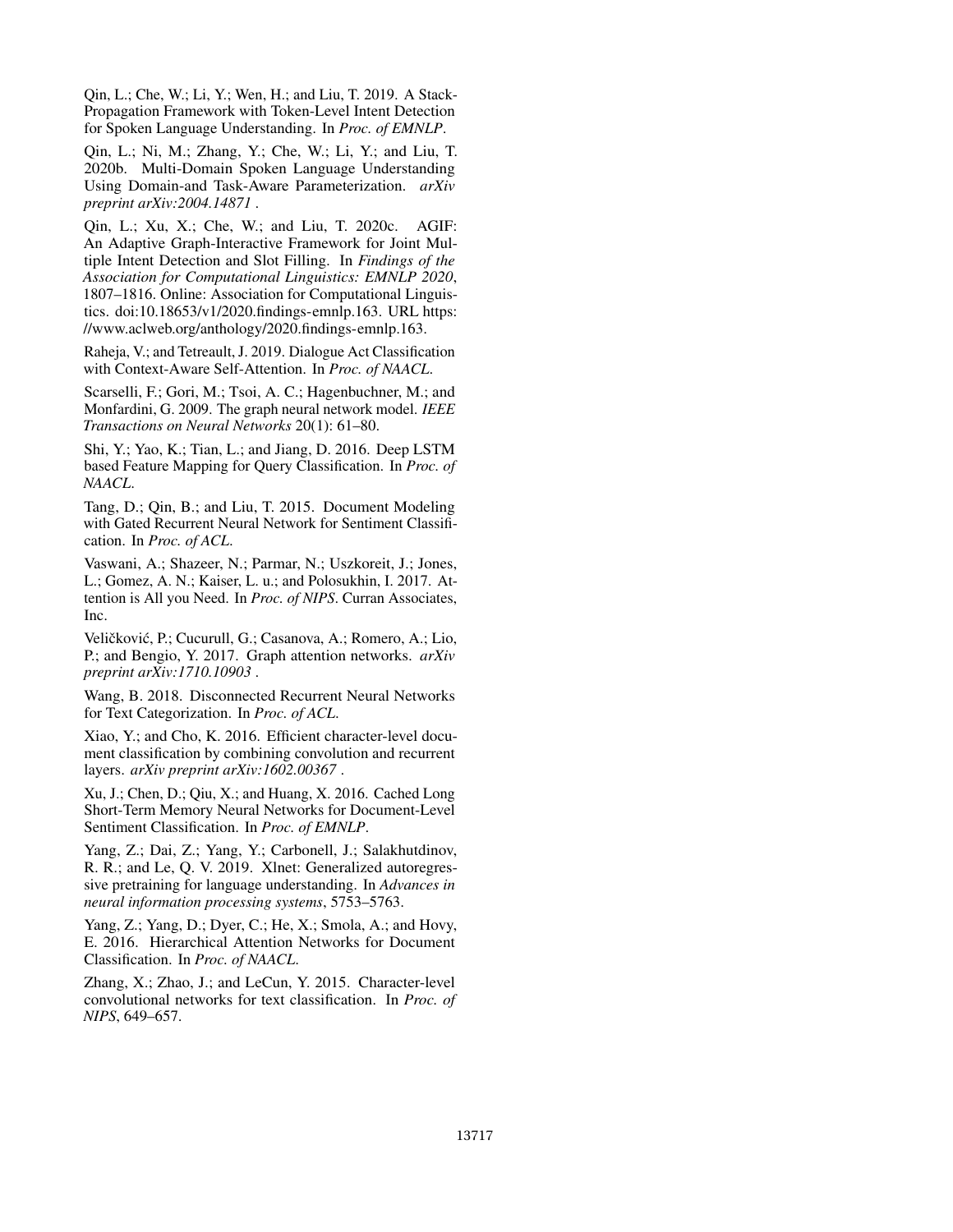Qin, L.; Che, W.; Li, Y.; Wen, H.; and Liu, T. 2019. A Stack-Propagation Framework with Token-Level Intent Detection for Spoken Language Understanding. In *Proc. of EMNLP*.

Qin, L.; Ni, M.; Zhang, Y.; Che, W.; Li, Y.; and Liu, T. 2020b. Multi-Domain Spoken Language Understanding Using Domain-and Task-Aware Parameterization. *arXiv preprint arXiv:2004.14871* .

Qin, L.; Xu, X.; Che, W.; and Liu, T. 2020c. AGIF: An Adaptive Graph-Interactive Framework for Joint Multiple Intent Detection and Slot Filling. In *Findings of the Association for Computational Linguistics: EMNLP 2020*, 1807–1816. Online: Association for Computational Linguistics. doi:10.18653/v1/2020.findings-emnlp.163. URL https://www.aclweb.org/anthology/2020.findings-emnlp.163.

Raheja, V.; and Tetreault, J. 2019. Dialogue Act Classification with Context-Aware Self-Attention. In *Proc. of NAACL*.

Scarselli, F.; Gori, M.; Tsoi, A. C.; Hagenbuchner, M.; and Monfardini, G. 2009. The graph neural network model. *IEEE Transactions on Neural Networks* 20(1): 61–80.

Shi, Y.; Yao, K.; Tian, L.; and Jiang, D. 2016. Deep LSTM based Feature Mapping for Query Classification. In *Proc. of NAACL*.

Tang, D.; Qin, B.; and Liu, T. 2015. Document Modeling with Gated Recurrent Neural Network for Sentiment Classification. In *Proc. of ACL*.

Vaswani, A.; Shazeer, N.; Parmar, N.; Uszkoreit, J.; Jones, L.; Gomez, A. N.; Kaiser, L. u.; and Polosukhin, I. 2017. Attention is All you Need. In *Proc. of NIPS*. Curran Associates, Inc.

Veličković, P.; Cucurull, G.; Casanova, A.; Romero, A.; Lio, P.; and Bengio, Y. 2017. Graph attention networks. *arXiv preprint arXiv:1710.10903* .

Wang, B. 2018. Disconnected Recurrent Neural Networks for Text Categorization. In *Proc. of ACL*.

Xiao, Y.; and Cho, K. 2016. Efficient character-level document classification by combining convolution and recurrent layers. *arXiv preprint arXiv:1602.00367* .

Xu, J.; Chen, D.; Qiu, X.; and Huang, X. 2016. Cached Long Short-Term Memory Neural Networks for Document-Level Sentiment Classification. In *Proc. of EMNLP*.

Yang, Z.; Dai, Z.; Yang, Y.; Carbonell, J.; Salakhutdinov, R. R.; and Le, Q. V. 2019. Xlnet: Generalized autoregressive pretraining for language understanding. In *Advances in neural information processing systems*, 5753–5763.

Yang, Z.; Yang, D.; Dyer, C.; He, X.; Smola, A.; and Hovy, E. 2016. Hierarchical Attention Networks for Document Classification. In *Proc. of NAACL*.

Zhang, X.; Zhao, J.; and LeCun, Y. 2015. Character-level convolutional networks for text classification. In *Proc. of NIPS*, 649–657.